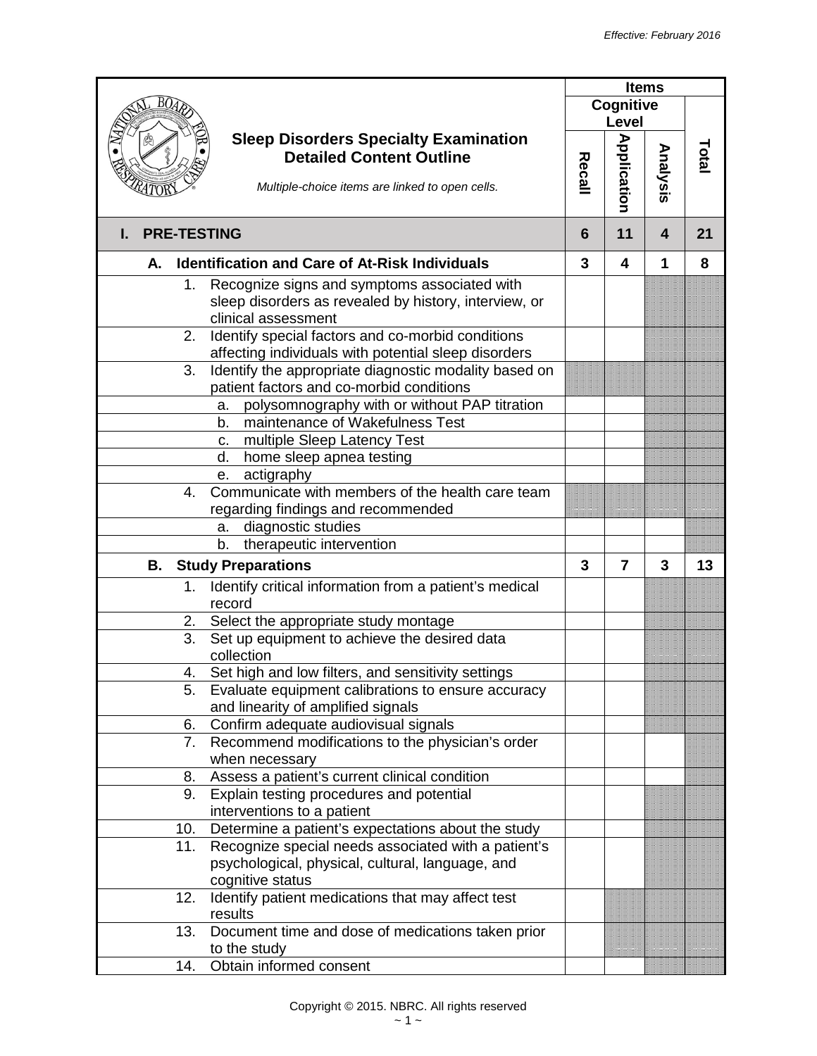| Sleep Disorders Specialty Examination Detailed Content Outline | Items | | | |
|---|---|---|---|---|
| *Multiple-choice items are linked to open cells.* | Cognitive Level | | | Total |
| | Recall | Application | Analysis | |
| **I. PRE-TESTING** | **6** | **11** | **4** | **21** |
| **A. Identification and Care of At-Risk Individuals** | **3** | **4** | **1** | **8** |
| 1. Recognize signs and symptoms associated with sleep disorders as revealed by history, interview, or clinical assessment | | | | |
| 2. Identify special factors and co-morbid conditions affecting individuals with potential sleep disorders | | | | |
| 3. Identify the appropriate diagnostic modality based on patient factors and co-morbid conditions | | | | |
| a. polysomnography with or without PAP titration | | | | |
| b. maintenance of Wakefulness Test | | | | |
| c. multiple Sleep Latency Test | | | | |
| d. home sleep apnea testing | | | | |
| e. actigraphy | | | | |
| 4. Communicate with members of the health care team regarding findings and recommended | | | | |
| a. diagnostic studies | | | | |
| b. therapeutic intervention | | | | |
| **B. Study Preparations** | **3** | **7** | **3** | **13** |
| 1. Identify critical information from a patient's medical record | | | | |
| 2. Select the appropriate study montage | | | | |
| 3. Set up equipment to achieve the desired data collection | | | | |
| 4. Set high and low filters, and sensitivity settings | | | | |
| 5. Evaluate equipment calibrations to ensure accuracy and linearity of amplified signals | | | | |
| 6. Confirm adequate audiovisual signals | | | | |
| 7. Recommend modifications to the physician's order when necessary | | | | |
| 8. Assess a patient's current clinical condition | | | | |
| 9. Explain testing procedures and potential interventions to a patient | | | | |
| 10. Determine a patient's expectations about the study | | | | |
| 11. Recognize special needs associated with a patient's psychological, physical, cultural, language, and cognitive status | | | | |
| 12. Identify patient medications that may affect test results | | | | |
| 13. Document time and dose of medications taken prior to the study | | | | |
| 14. Obtain informed consent | | | | |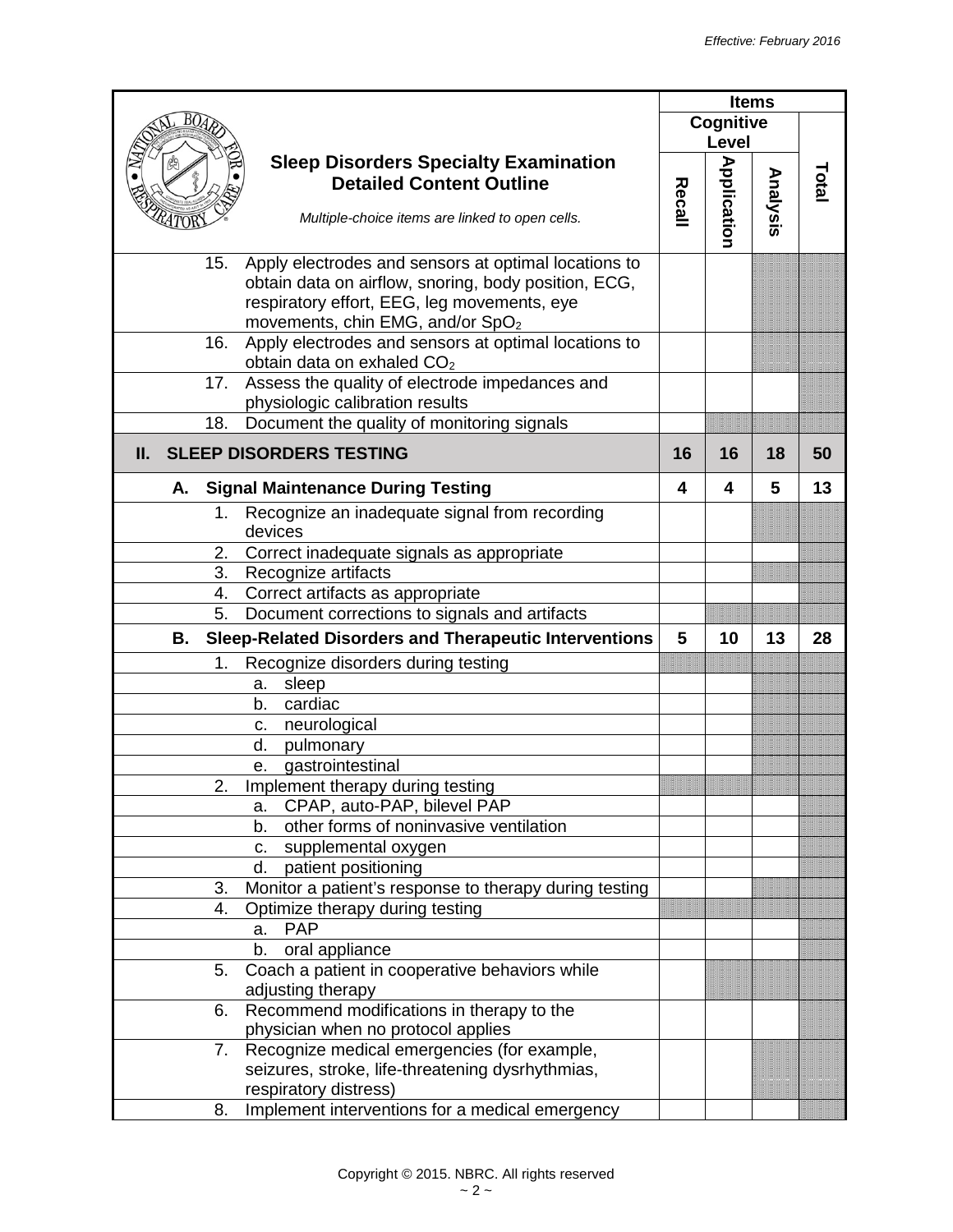| Sleep Disorders Specialty Examination Detailed Content Outline<br>*Multiple-choice items are linked to open cells.* | Items | | | |
|---|---|---|---|---|
| | Cognitive Level | | | Total |
| | Recall | Application | Analysis | |
| 15. Apply electrodes and sensors at optimal locations to obtain data on airflow, snoring, body position, ECG, respiratory effort, EEG, leg movements, eye movements, chin EMG, and/or $SpO_2$ | | | | |
| 16. Apply electrodes and sensors at optimal locations to obtain data on exhaled $CO_2$ | | | | |
| 17. Assess the quality of electrode impedances and physiologic calibration results | | | | |
| 18. Document the quality of monitoring signals | | | | |
| **II. SLEEP DISORDERS TESTING** | **16** | **16** | **18** | **50** |
| **A. Signal Maintenance During Testing** | **4** | **4** | **5** | **13** |
| 1. Recognize an inadequate signal from recording devices | | | | |
| 2. Correct inadequate signals as appropriate | | | | |
| 3. Recognize artifacts | | | | |
| 4. Correct artifacts as appropriate | | | | |
| 5. Document corrections to signals and artifacts | | | | |
| **B. Sleep-Related Disorders and Therapeutic Interventions** | **5** | **10** | **13** | **28** |
| 1. Recognize disorders during testing | | | | |
| a. sleep | | | | |
| b. cardiac | | | | |
| c. neurological | | | | |
| d. pulmonary | | | | |
| e. gastrointestinal | | | | |
| 2. Implement therapy during testing | | | | |
| a. CPAP, auto-PAP, bilevel PAP | | | | |
| b. other forms of noninvasive ventilation | | | | |
| c. supplemental oxygen | | | | |
| d. patient positioning | | | | |
| 3. Monitor a patient's response to therapy during testing | | | | |
| 4. Optimize therapy during testing | | | | |
| a. PAP | | | | |
| b. oral appliance | | | | |
| 5. Coach a patient in cooperative behaviors while adjusting therapy | | | | |
| 6. Recommend modifications in therapy to the physician when no protocol applies | | | | |
| 7. Recognize medical emergencies (for example, seizures, stroke, life-threatening dysrhythmias, respiratory distress) | | | | |
| 8. Implement interventions for a medical emergency | | | | |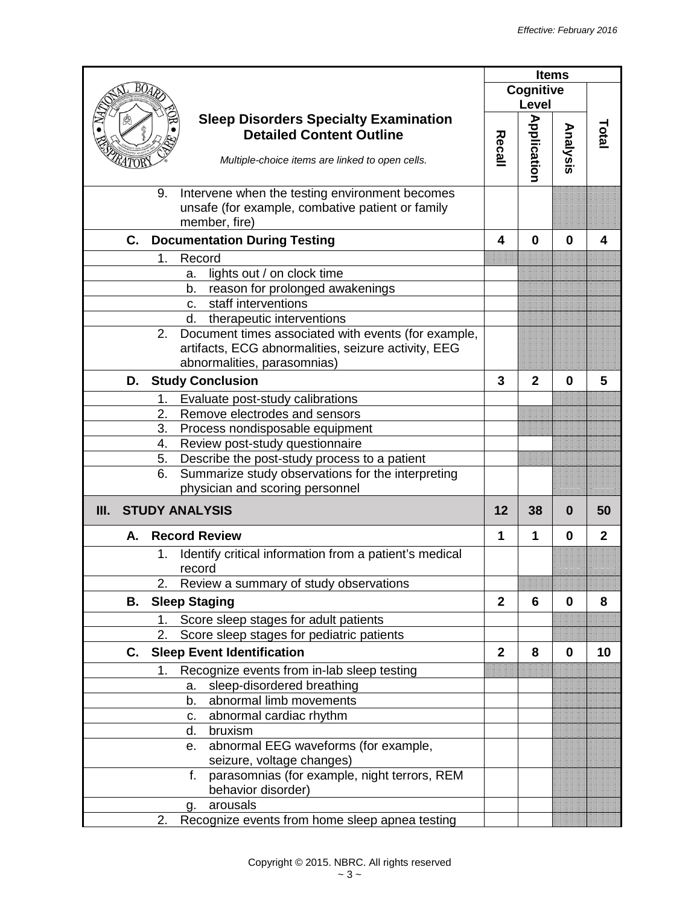| Sleep Disorders Specialty Examination Detailed Content Outline *Multiple-choice items are linked to open cells.* | Items | | | |
|---|---|---|---|---|
| | Cognitive Level | | | Total |
| | Recall | Application | Analysis | |
| 9. Intervene when the testing environment becomes unsafe (for example, combative patient or family member, fire) | | | | |
| **C. Documentation During Testing** | **4** | **0** | **0** | **4** |
| 1. Record | | | | |
| a. lights out / on clock time | | | | |
| b. reason for prolonged awakenings | | | | |
| c. staff interventions | | | | |
| d. therapeutic interventions | | | | |
| 2. Document times associated with events (for example, artifacts, ECG abnormalities, seizure activity, EEG abnormalities, parasomnias) | | | | |
| **D. Study Conclusion** | **3** | **2** | **0** | **5** |
| 1. Evaluate post-study calibrations | | | | |
| 2. Remove electrodes and sensors | | | | |
| 3. Process nondisposable equipment | | | | |
| 4. Review post-study questionnaire | | | | |
| 5. Describe the post-study process to a patient | | | | |
| 6. Summarize study observations for the interpreting physician and scoring personnel | | | | |
| **III. STUDY ANALYSIS** | **12** | **38** | **0** | **50** |
| **A. Record Review** | **1** | **1** | **0** | **2** |
| 1. Identify critical information from a patient's medical record | | | | |
| 2. Review a summary of study observations | | | | |
| **B. Sleep Staging** | **2** | **6** | **0** | **8** |
| 1. Score sleep stages for adult patients | | | | |
| 2. Score sleep stages for pediatric patients | | | | |
| **C. Sleep Event Identification** | **2** | **8** | **0** | **10** |
| 1. Recognize events from in-lab sleep testing | | | | |
| a. sleep-disordered breathing | | | | |
| b. abnormal limb movements | | | | |
| c. abnormal cardiac rhythm | | | | |
| d. bruxism | | | | |
| e. abnormal EEG waveforms (for example, seizure, voltage changes) | | | | |
| f. parasomnias (for example, night terrors, REM behavior disorder) | | | | |
| g. arousals | | | | |
| 2. Recognize events from home sleep apnea testing | | | | |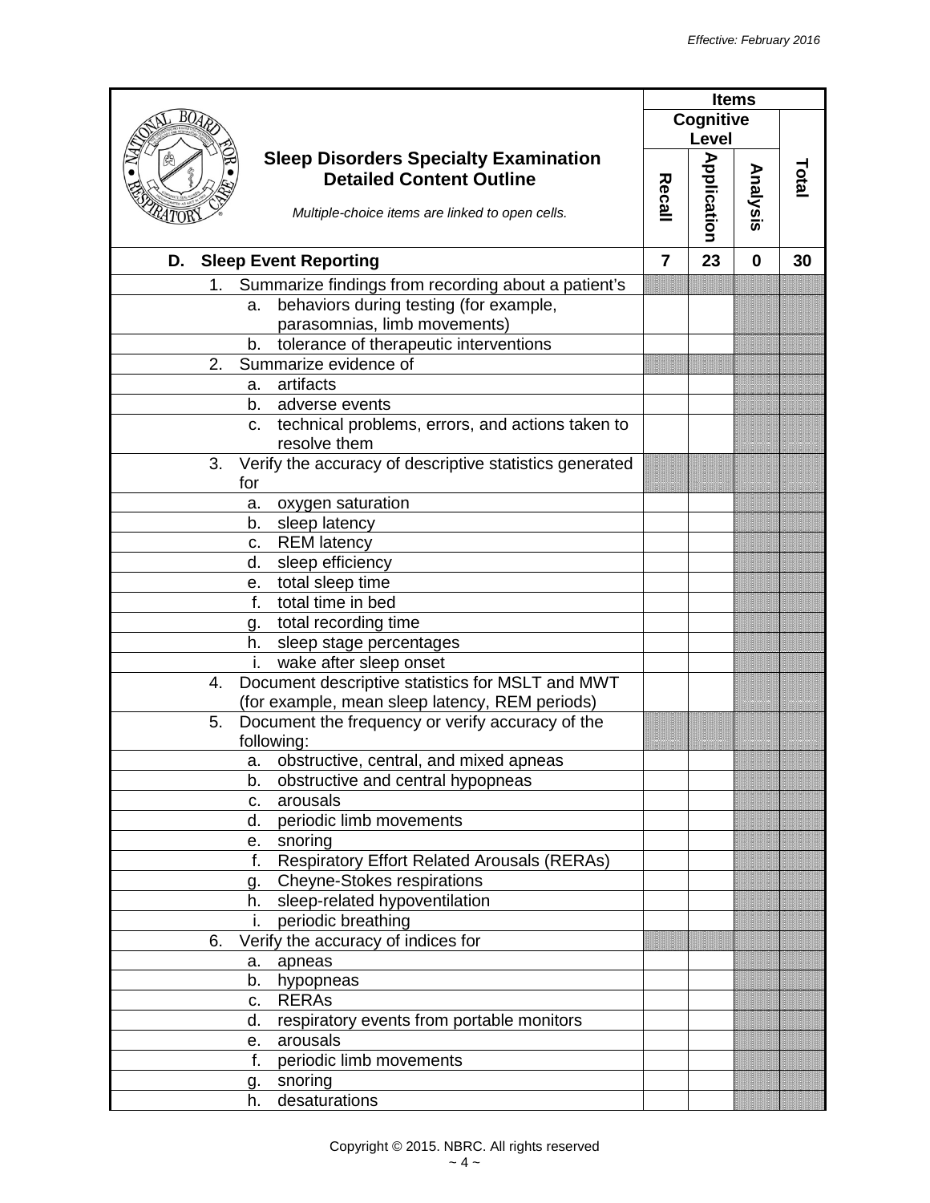| Sleep Disorders Specialty Examination Detailed Content Outline<br>*Multiple-choice items are linked to open cells.* | Items | | | |
|---|---|---|---|---|
| | Cognitive Level | | | Total |
| | Recall | Application | Analysis | |
| **D. Sleep Event Reporting** | **7** | **23** | **0** | **30** |
| 1. Summarize findings from recording about a patient's | | | | |
| a. behaviors during testing (for example, parasomnias, limb movements) | | | | |
| b. tolerance of therapeutic interventions | | | | |
| 2. Summarize evidence of | | | | |
| a. artifacts | | | | |
| b. adverse events | | | | |
| c. technical problems, errors, and actions taken to resolve them | | | | |
| 3. Verify the accuracy of descriptive statistics generated for | | | | |
| a. oxygen saturation | | | | |
| b. sleep latency | | | | |
| c. REM latency | | | | |
| d. sleep efficiency | | | | |
| e. total sleep time | | | | |
| f. total time in bed | | | | |
| g. total recording time | | | | |
| h. sleep stage percentages | | | | |
| i. wake after sleep onset | | | | |
| 4. Document descriptive statistics for MSLT and MWT (for example, mean sleep latency, REM periods) | | | | |
| 5. Document the frequency or verify accuracy of the following: | | | | |
| a. obstructive, central, and mixed apneas | | | | |
| b. obstructive and central hypopneas | | | | |
| c. arousals | | | | |
| d. periodic limb movements | | | | |
| e. snoring | | | | |
| f. Respiratory Effort Related Arousals (RERAs) | | | | |
| g. Cheyne-Stokes respirations | | | | |
| h. sleep-related hypoventilation | | | | |
| i. periodic breathing | | | | |
| 6. Verify the accuracy of indices for | | | | |
| a. apneas | | | | |
| b. hypopneas | | | | |
| c. RERAs | | | | |
| d. respiratory events from portable monitors | | | | |
| e. arousals | | | | |
| f. periodic limb movements | | | | |
| g. snoring | | | | |
| h. desaturations | | | | |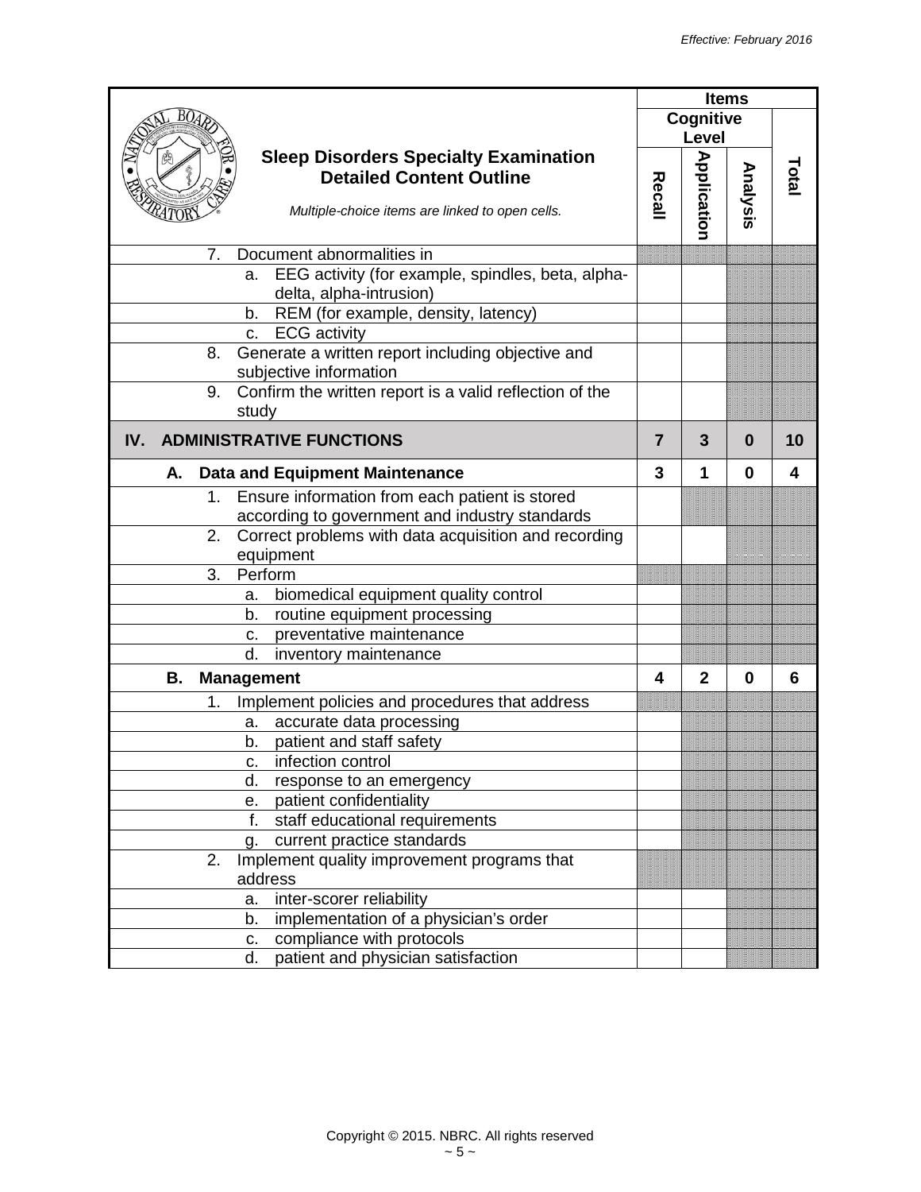# Sleep Disorders Specialty Examination Detailed Content Outline

*Multiple-choice items are linked to open cells.*

| | Items | | | |
|---|---|---|---|---|
| | Cognitive Level | | | Total |
| | Recall | Application | Analysis | |
| 7. Document abnormalities in | | | | |
| a. EEG activity (for example, spindles, beta, alpha-delta, alpha-intrusion) | | | | |
| b. REM (for example, density, latency) | | | | |
| c. ECG activity | | | | |
| 8. Generate a written report including objective and subjective information | | | | |
| 9. Confirm the written report is a valid reflection of the study | | | | |
| **IV. ADMINISTRATIVE FUNCTIONS** | **7** | **3** | **0** | **10** |
| **A. Data and Equipment Maintenance** | **3** | **1** | **0** | **4** |
| 1. Ensure information from each patient is stored according to government and industry standards | | | | |
| 2. Correct problems with data acquisition and recording equipment | | | | |
| 3. Perform | | | | |
| a. biomedical equipment quality control | | | | |
| b. routine equipment processing | | | | |
| c. preventative maintenance | | | | |
| d. inventory maintenance | | | | |
| **B. Management** | **4** | **2** | **0** | **6** |
| 1. Implement policies and procedures that address | | | | |
| a. accurate data processing | | | | |
| b. patient and staff safety | | | | |
| c. infection control | | | | |
| d. response to an emergency | | | | |
| e. patient confidentiality | | | | |
| f. staff educational requirements | | | | |
| g. current practice standards | | | | |
| 2. Implement quality improvement programs that address | | | | |
| a. inter-scorer reliability | | | | |
| b. implementation of a physician's order | | | | |
| c. compliance with protocols | | | | |
| d. patient and physician satisfaction | | | | |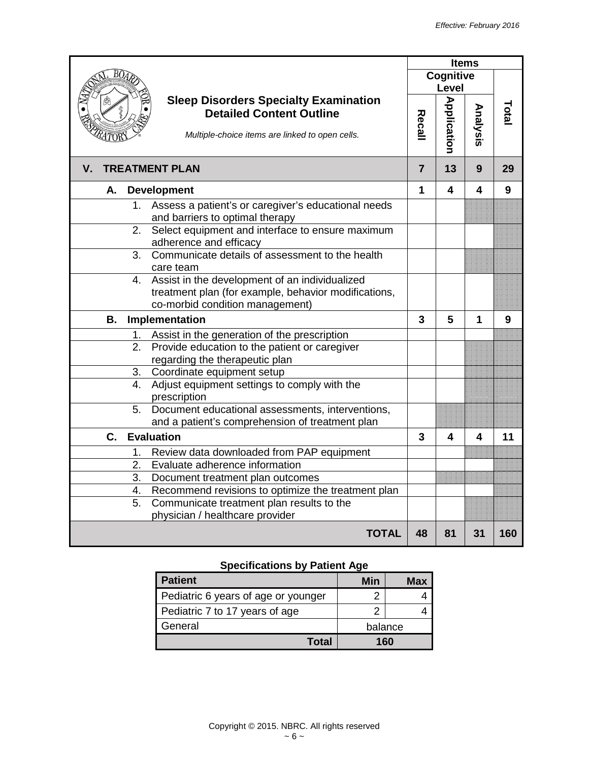| Sleep Disorders Specialty Examination Detailed Content Outline<br>*Multiple-choice items are linked to open cells.* | Items | | | |
|---|---|---|---|---|
| | Cognitive Level | | | |
| | Recall | Application | Analysis | Total |
| **V. TREATMENT PLAN** | **7** | **13** | **9** | **29** |
| **A. Development** | **1** | **4** | **4** | **9** |
| 1. Assess a patient's or caregiver's educational needs and barriers to optimal therapy | | | | |
| 2. Select equipment and interface to ensure maximum adherence and efficacy | | | | |
| 3. Communicate details of assessment to the health care team | | | | |
| 4. Assist in the development of an individualized treatment plan (for example, behavior modifications, co-morbid condition management) | | | | |
| **B. Implementation** | **3** | **5** | **1** | **9** |
| 1. Assist in the generation of the prescription | | | | |
| 2. Provide education to the patient or caregiver regarding the therapeutic plan | | | | |
| 3. Coordinate equipment setup | | | | |
| 4. Adjust equipment settings to comply with the prescription | | | | |
| 5. Document educational assessments, interventions, and a patient's comprehension of treatment plan | | | | |
| **C. Evaluation** | **3** | **4** | **4** | **11** |
| 1. Review data downloaded from PAP equipment | | | | |
| 2. Evaluate adherence information | | | | |
| 3. Document treatment plan outcomes | | | | |
| 4. Recommend revisions to optimize the treatment plan | | | | |
| 5. Communicate treatment plan results to the physician / healthcare provider | | | | |
| **TOTAL** | **48** | **81** | **31** | **160** |

**Specifications by Patient Age**

| Patient | Min | Max |
|---|---|---|
| Pediatric 6 years of age or younger | 2 | 4 |
| Pediatric 7 to 17 years of age | 2 | 4 |
| General | balance | |
| **Total** | **160** | |

Copyright © 2015. NBRC. All rights reserved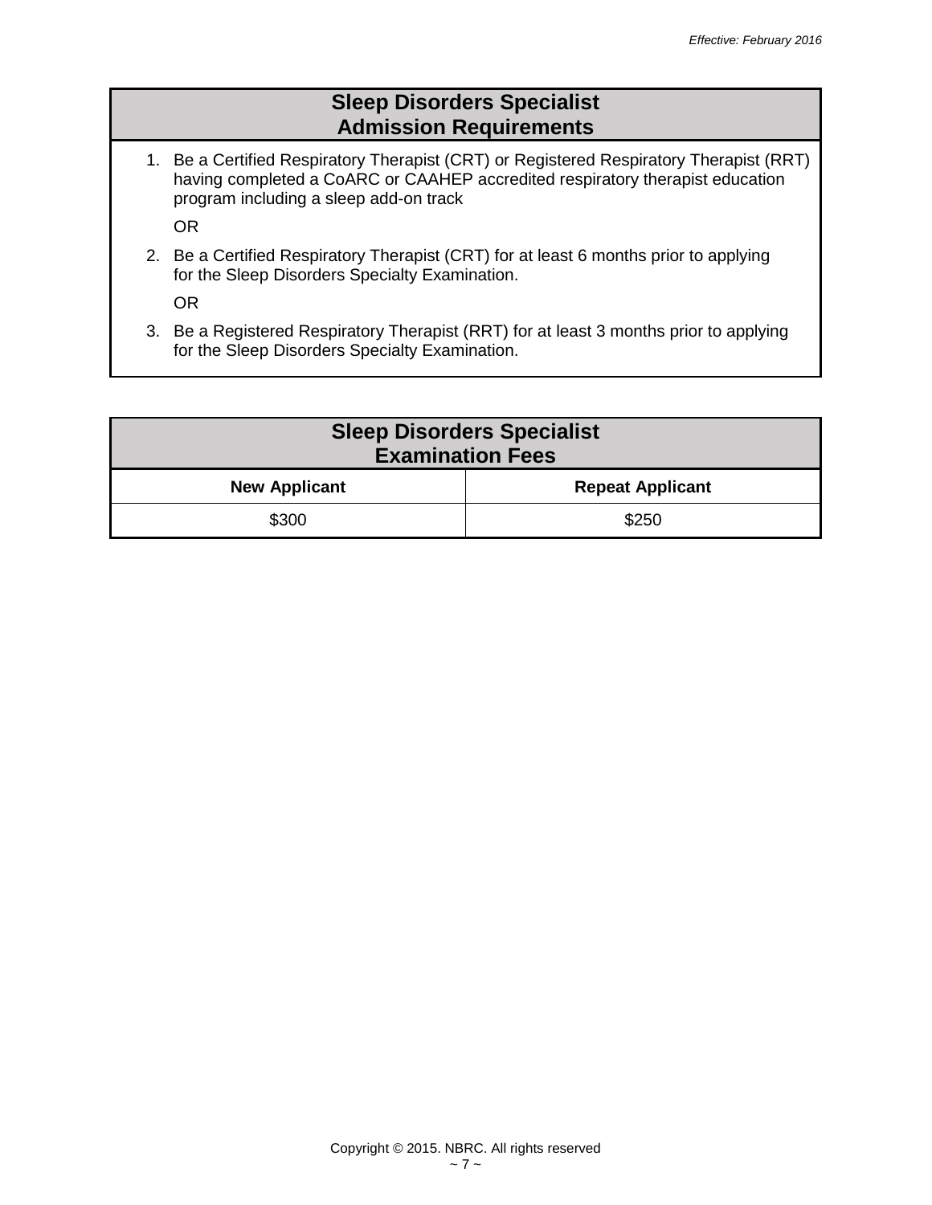## Sleep Disorders Specialist
## Admission Requirements

1. Be a Certified Respiratory Therapist (CRT) or Registered Respiratory Therapist (RRT) having completed a CoARC or CAAHEP accredited respiratory therapist education program including a sleep add-on track

   OR

2. Be a Certified Respiratory Therapist (CRT) for at least 6 months prior to applying for the Sleep Disorders Specialty Examination.

   OR

3. Be a Registered Respiratory Therapist (RRT) for at least 3 months prior to applying for the Sleep Disorders Specialty Examination.

## Sleep Disorders Specialist
## Examination Fees

| New Applicant | Repeat Applicant |
|---|---|
| $300 | $250 |